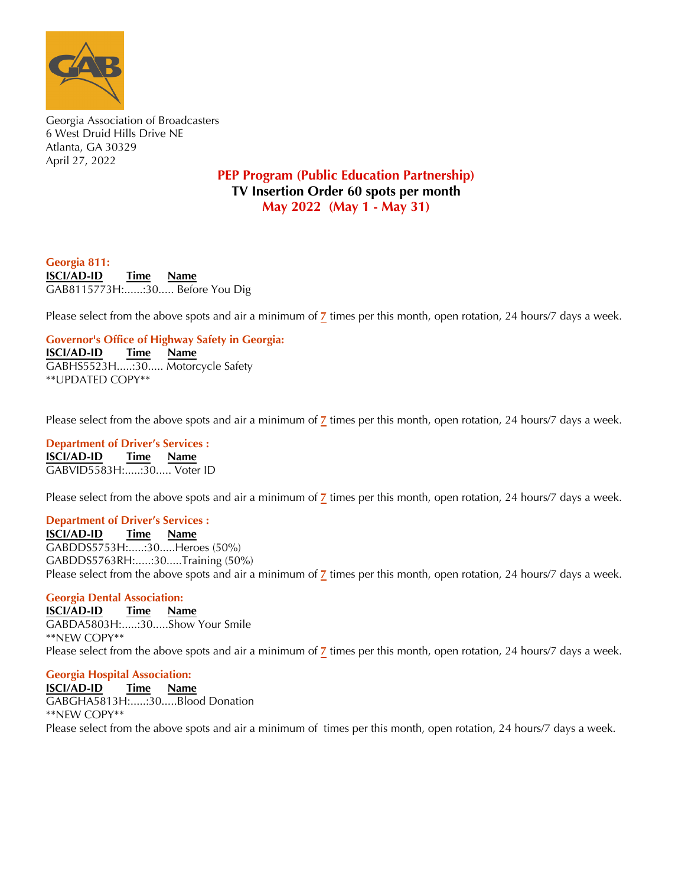Georgia Association of Broadcasters
6 West Druid Hills Drive NE
Atlanta, GA 30329
April 27, 2022

## PEP Program (Public Education Partnership)
## TV Insertion Order 60 spots per month
## May 2022 (May 1 - May 31)

**Georgia 811:**

**ISCI/AD-ID Time Name**
GAB8115773H:......:30..... Before You Dig

Please select from the above spots and air a minimum of 7 times per this month, open rotation, 24 hours/7 days a week.

**Governor's Office of Highway Safety in Georgia:**

**ISCI/AD-ID Time Name**
GABHS5523H.....:30..... Motorcycle Safety
**UPDATED COPY**

Please select from the above spots and air a minimum of 7 times per this month, open rotation, 24 hours/7 days a week.

**Department of Driver's Services :**

**ISCI/AD-ID Time Name**
GABVID5583H:.....:30..... Voter ID

Please select from the above spots and air a minimum of 7 times per this month, open rotation, 24 hours/7 days a week.

**Department of Driver's Services :**

**ISCI/AD-ID Time Name**
GABDDS5753H:.....:30.....Heroes (50%)
GABDDS5763RH:.....:30.....Training (50%)
Please select from the above spots and air a minimum of 7 times per this month, open rotation, 24 hours/7 days a week.

**Georgia Dental Association:**

**ISCI/AD-ID Time Name**
GABDA5803H:.....:30.....Show Your Smile
**NEW COPY**
Please select from the above spots and air a minimum of 7 times per this month, open rotation, 24 hours/7 days a week.

**Georgia Hospital Association:**

**ISCI/AD-ID Time Name**
GABGHA5813H:.....:30.....Blood Donation
**NEW COPY**
Please select from the above spots and air a minimum of times per this month, open rotation, 24 hours/7 days a week.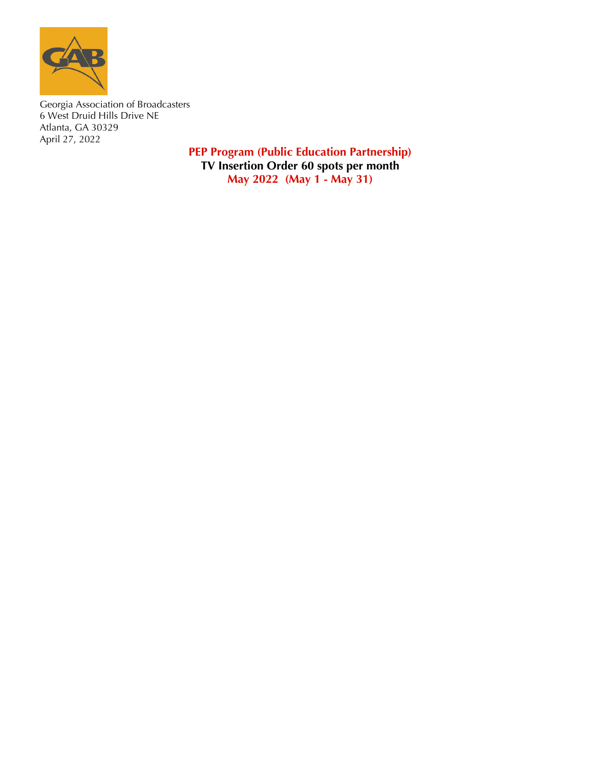Georgia Association of Broadcasters
6 West Druid Hills Drive NE
Atlanta, GA 30329
April 27, 2022

**PEP Program (Public Education Partnership)**

**TV Insertion Order 60 spots per month**

**May 2022 (May 1 - May 31)**